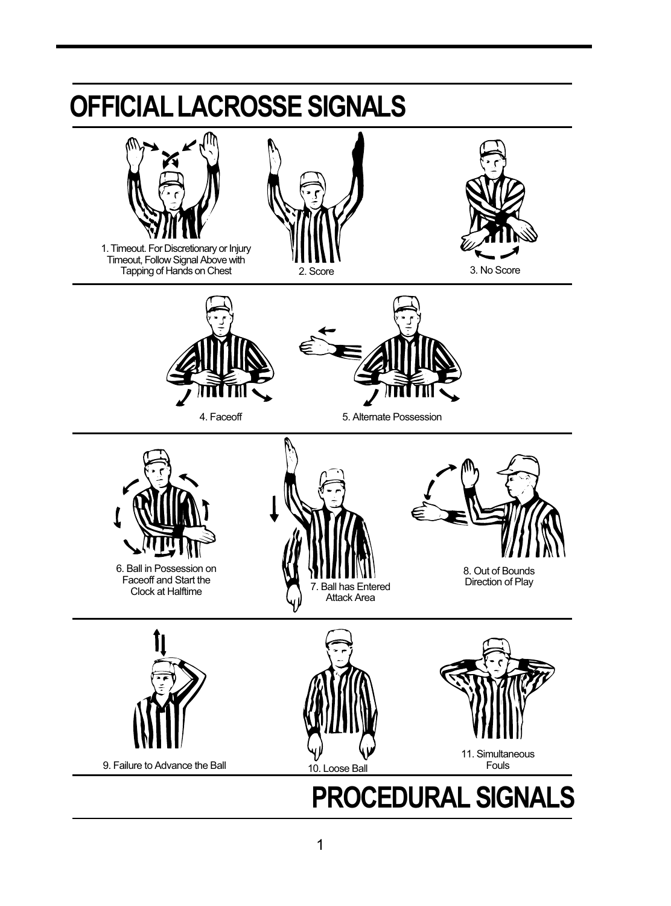# OFFICIAL LACROSSE SIGNALS

1. Timeout. For Discretionary or Injury Timeout, Follow Signal Above with Tapping of Hands on Chest

2. Score

3. No Score

4. Faceoff

5. Alternate Possession

6. Ball in Possession on Faceoff and Start the Clock at Halftime

7. Ball has Entered Attack Area

8. Out of Bounds Direction of Play

9. Failure to Advance the Ball

10. Loose Ball

11. Simultaneous Fouls

## PROCEDURAL SIGNALS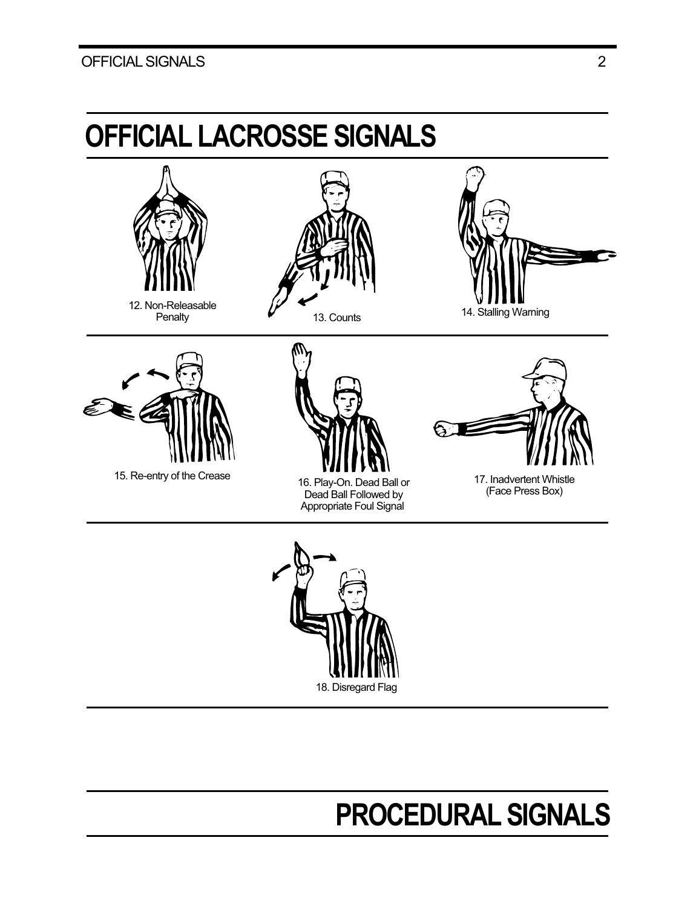# OFFICIAL LACROSSE SIGNALS

12. Non-Releasable Penalty

13. Counts

14. Stalling Warning

15. Re-entry of the Crease

16. Play-On. Dead Ball or Dead Ball Followed by Appropriate Foul Signal

17. Inadvertent Whistle (Face Press Box)

18. Disregard Flag

# PROCEDURAL SIGNALS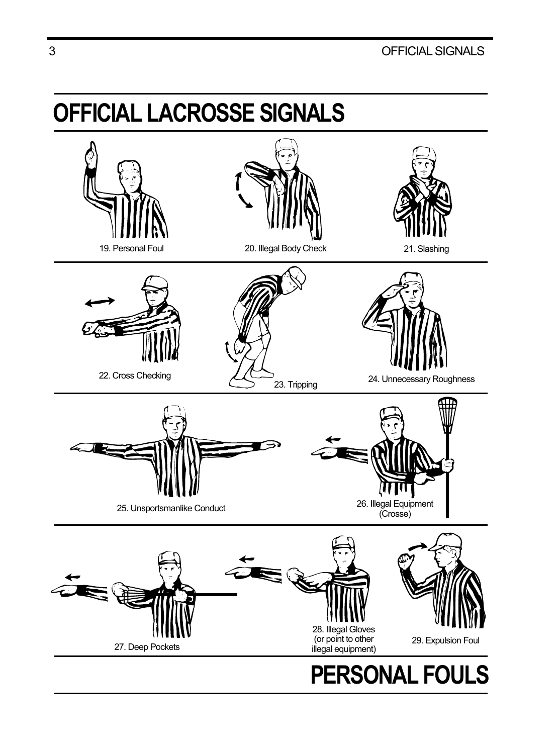# OFFICIAL LACROSSE SIGNALS

19. Personal Foul

20. Illegal Body Check

21. Slashing

22. Cross Checking

23. Tripping

24. Unnecessary Roughness

25. Unsportsmanlike Conduct

26. Illegal Equipment (Crosse)

27. Deep Pockets

28. Illegal Gloves (or point to other illegal equipment)

29. Expulsion Foul

## PERSONAL FOULS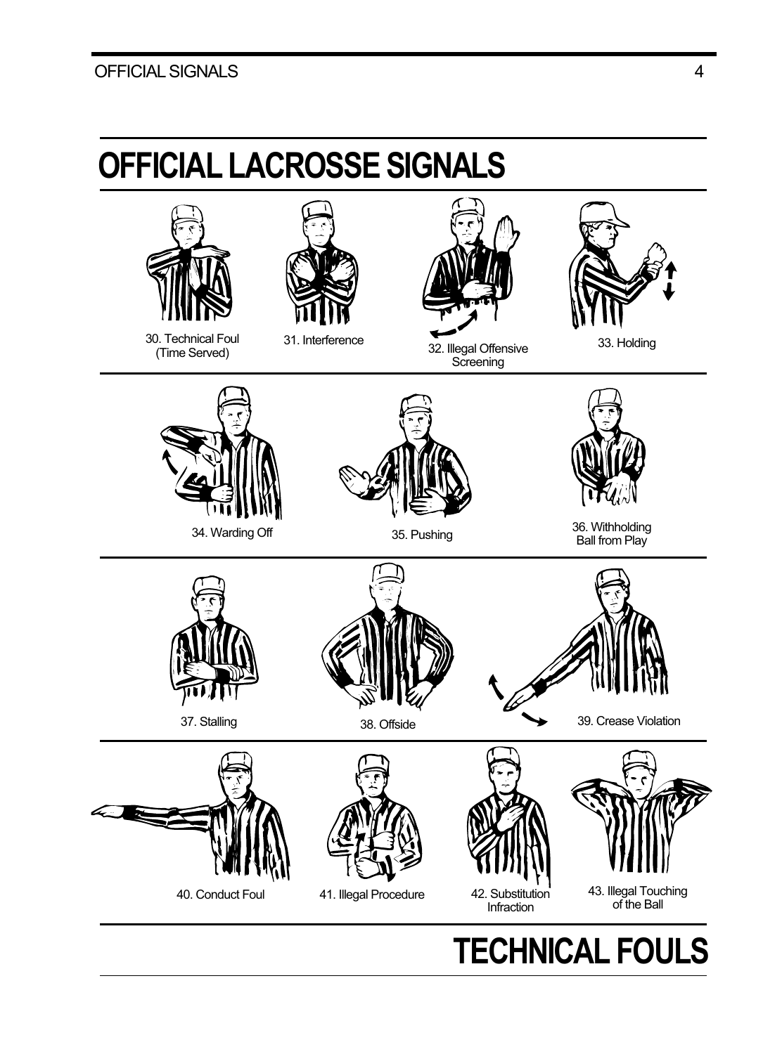# OFFICIAL LACROSSE SIGNALS

30. Technical Foul (Time Served)

31. Interference

32. Illegal Offensive Screening

33. Holding

34. Warding Off

35. Pushing

36. Withholding Ball from Play

37. Stalling

38. Offside

39. Crease Violation

40. Conduct Foul

41. Illegal Procedure

42. Substitution Infraction

43. Illegal Touching of the Ball

# TECHNICAL FOULS